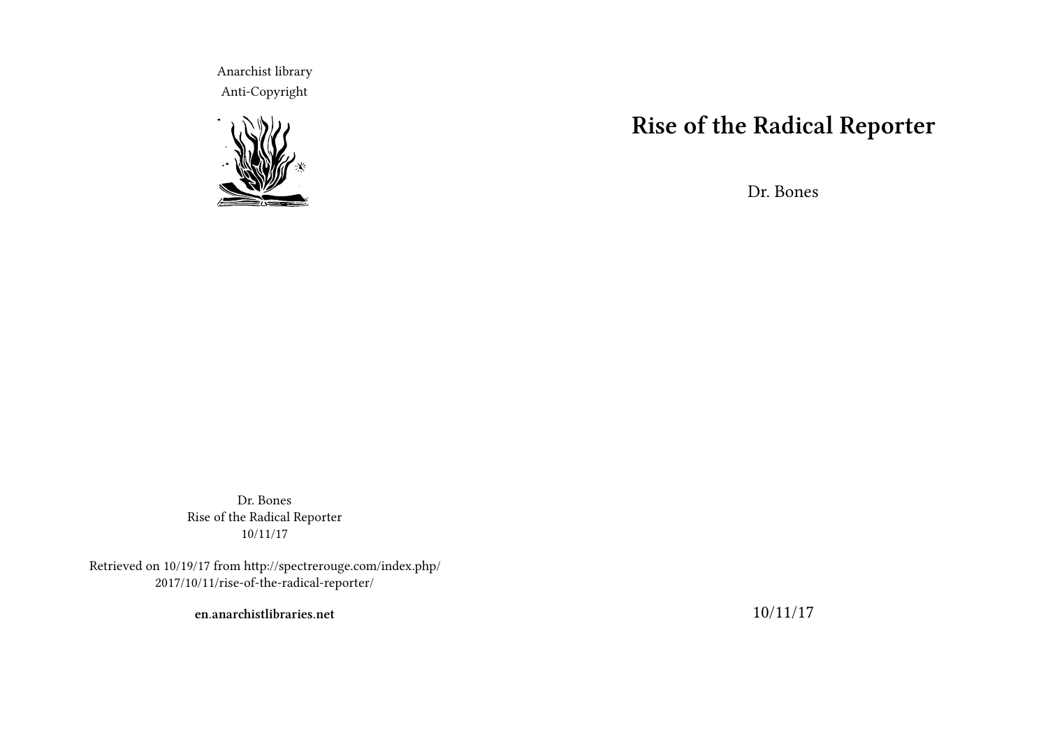Anarchist library
Anti-Copyright

# Rise of the Radical Reporter

Dr. Bones

10/11/17

Dr. Bones
Rise of the Radical Reporter
10/11/17

Retrieved on 10/19/17 from http://spectrerouge.com/index.php/2017/10/11/rise-of-the-radical-reporter/

**en.anarchistlibraries.net**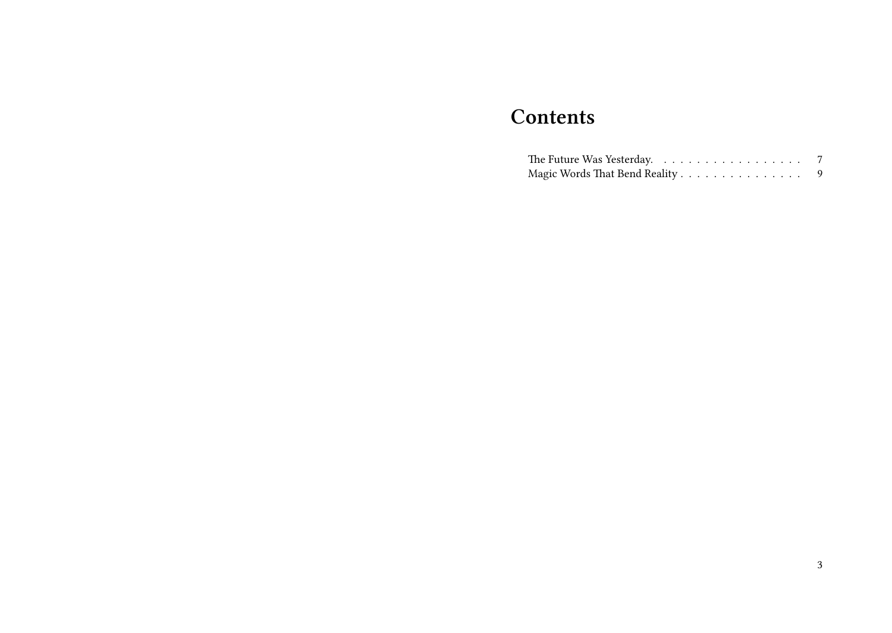# Contents

The Future Was Yesterday. . . . . . . . . . . . . . . . . . . 7
Magic Words That Bend Reality . . . . . . . . . . . . . . . 9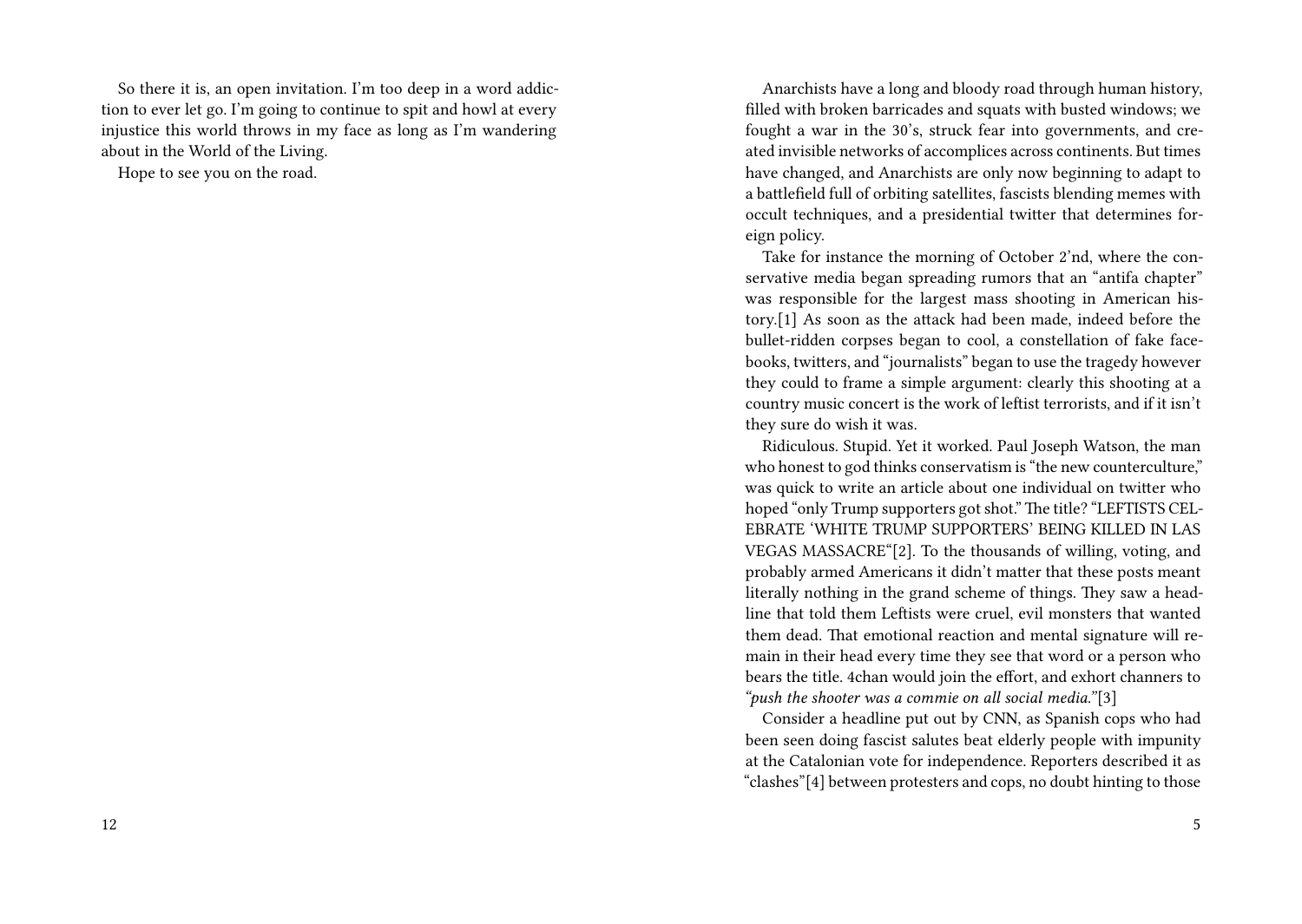So there it is, an open invitation. I'm too deep in a word addiction to ever let go. I'm going to continue to spit and howl at every injustice this world throws in my face as long as I'm wandering about in the World of the Living.

Hope to see you on the road.

Anarchists have a long and bloody road through human history, filled with broken barricades and squats with busted windows; we fought a war in the 30's, struck fear into governments, and created invisible networks of accomplices across continents. But times have changed, and Anarchists are only now beginning to adapt to a battlefield full of orbiting satellites, fascists blending memes with occult techniques, and a presidential twitter that determines foreign policy.

Take for instance the morning of October 2'nd, where the conservative media began spreading rumors that an "antifa chapter" was responsible for the largest mass shooting in American history.[1] As soon as the attack had been made, indeed before the bullet-ridden corpses began to cool, a constellation of fake facebooks, twitters, and "journalists" began to use the tragedy however they could to frame a simple argument: clearly this shooting at a country music concert is the work of leftist terrorists, and if it isn't they sure do wish it was.

Ridiculous. Stupid. Yet it worked. Paul Joseph Watson, the man who honest to god thinks conservatism is "the new counterculture," was quick to write an article about one individual on twitter who hoped "only Trump supporters got shot." The title? "LEFTISTS CELEBRATE 'WHITE TRUMP SUPPORTERS' BEING KILLED IN LAS VEGAS MASSACRE"[2]. To the thousands of willing, voting, and probably armed Americans it didn't matter that these posts meant literally nothing in the grand scheme of things. They saw a headline that told them Leftists were cruel, evil monsters that wanted them dead. That emotional reaction and mental signature will remain in their head every time they see that word or a person who bears the title. 4chan would join the effort, and exhort channers to *"push the shooter was a commie on all social media."*[3]

Consider a headline put out by CNN, as Spanish cops who had been seen doing fascist salutes beat elderly people with impunity at the Catalonian vote for independence. Reporters described it as "clashes"[4] between protesters and cops, no doubt hinting to those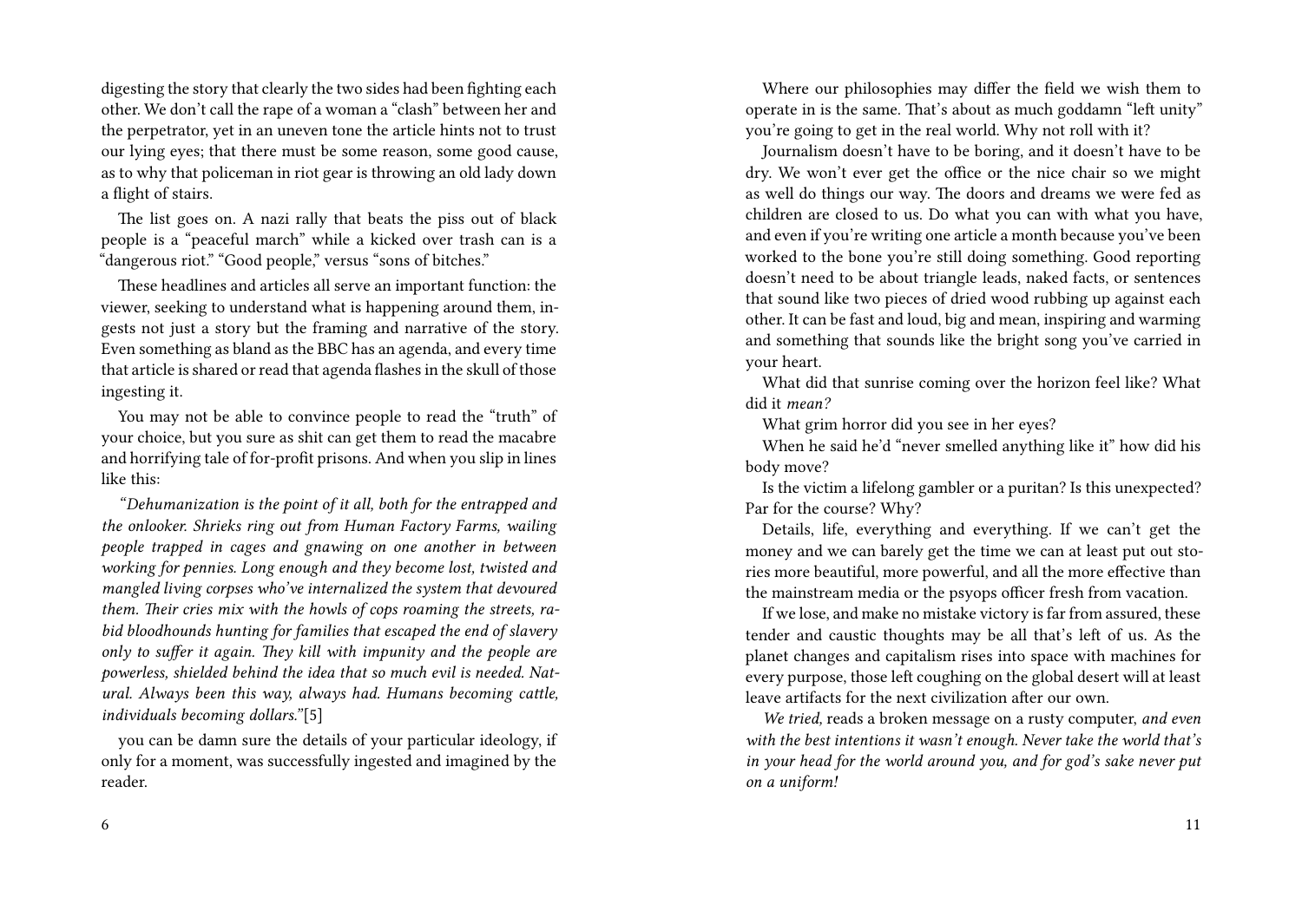digesting the story that clearly the two sides had been fighting each other. We don't call the rape of a woman a "clash" between her and the perpetrator, yet in an uneven tone the article hints not to trust our lying eyes; that there must be some reason, some good cause, as to why that policeman in riot gear is throwing an old lady down a flight of stairs.

The list goes on. A nazi rally that beats the piss out of black people is a "peaceful march" while a kicked over trash can is a "dangerous riot." "Good people," versus "sons of bitches."

These headlines and articles all serve an important function: the viewer, seeking to understand what is happening around them, ingests not just a story but the framing and narrative of the story. Even something as bland as the BBC has an agenda, and every time that article is shared or read that agenda flashes in the skull of those ingesting it.

You may not be able to convince people to read the "truth" of your choice, but you sure as shit can get them to read the macabre and horrifying tale of for-profit prisons. And when you slip in lines like this:

*"Dehumanization is the point of it all, both for the entrapped and the onlooker. Shrieks ring out from Human Factory Farms, wailing people trapped in cages and gnawing on one another in between working for pennies. Long enough and they become lost, twisted and mangled living corpses who've internalized the system that devoured them. Their cries mix with the howls of cops roaming the streets, rabid bloodhounds hunting for families that escaped the end of slavery only to suffer it again. They kill with impunity and the people are powerless, shielded behind the idea that so much evil is needed. Natural. Always been this way, always had. Humans becoming cattle, individuals becoming dollars."*[5]

you can be damn sure the details of your particular ideology, if only for a moment, was successfully ingested and imagined by the reader.

Where our philosophies may differ the field we wish them to operate in is the same. That's about as much goddamn "left unity" you're going to get in the real world. Why not roll with it?

Journalism doesn't have to be boring, and it doesn't have to be dry. We won't ever get the office or the nice chair so we might as well do things our way. The doors and dreams we were fed as children are closed to us. Do what you can with what you have, and even if you're writing one article a month because you've been worked to the bone you're still doing something. Good reporting doesn't need to be about triangle leads, naked facts, or sentences that sound like two pieces of dried wood rubbing up against each other. It can be fast and loud, big and mean, inspiring and warming and something that sounds like the bright song you've carried in your heart.

What did that sunrise coming over the horizon feel like? What did it *mean?*

What grim horror did you see in her eyes?

When he said he'd "never smelled anything like it" how did his body move?

Is the victim a lifelong gambler or a puritan? Is this unexpected? Par for the course? Why?

Details, life, everything and everything. If we can't get the money and we can barely get the time we can at least put out stories more beautiful, more powerful, and all the more effective than the mainstream media or the psyops officer fresh from vacation.

If we lose, and make no mistake victory is far from assured, these tender and caustic thoughts may be all that's left of us. As the planet changes and capitalism rises into space with machines for every purpose, those left coughing on the global desert will at least leave artifacts for the next civilization after our own.

*We tried,* reads a broken message on a rusty computer, *and even with the best intentions it wasn't enough. Never take the world that's in your head for the world around you, and for god's sake never put on a uniform!*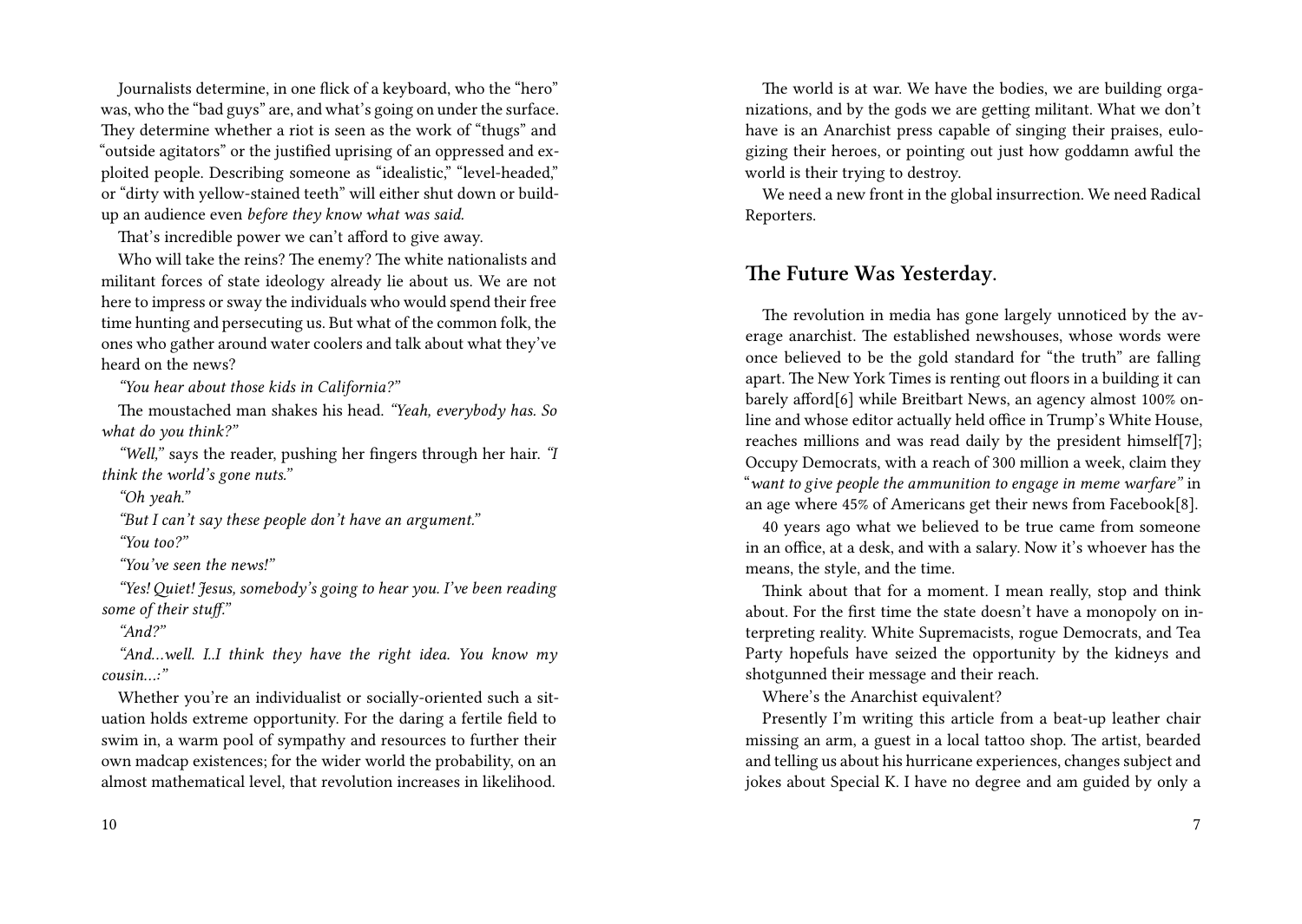Journalists determine, in one flick of a keyboard, who the "hero" was, who the "bad guys" are, and what's going on under the surface. They determine whether a riot is seen as the work of "thugs" and "outside agitators" or the justified uprising of an oppressed and exploited people. Describing someone as "idealistic," "level-headed," or "dirty with yellow-stained teeth" will either shut down or build-up an audience even *before they know what was said.*

That's incredible power we can't afford to give away.

Who will take the reins? The enemy? The white nationalists and militant forces of state ideology already lie about us. We are not here to impress or sway the individuals who would spend their free time hunting and persecuting us. But what of the common folk, the ones who gather around water coolers and talk about what they've heard on the news?

*"You hear about those kids in California?"*

The moustached man shakes his head. *"Yeah, everybody has. So what do you think?"*

*"Well,"* says the reader, pushing her fingers through her hair. *"I think the world's gone nuts."*

*"Oh yeah."*

*"But I can't say these people don't have an argument."*

*"You too?"*

*"You've seen the news!"*

*"Yes! Quiet! Jesus, somebody's going to hear you. I've been reading some of their stuff."*

*"And?"*

*"And…well. I..I think they have the right idea. You know my cousin…:"*

Whether you're an individualist or socially-oriented such a situation holds extreme opportunity. For the daring a fertile field to swim in, a warm pool of sympathy and resources to further their own madcap existences; for the wider world the probability, on an almost mathematical level, that revolution increases in likelihood.

The world is at war. We have the bodies, we are building organizations, and by the gods we are getting militant. What we don't have is an Anarchist press capable of singing their praises, eulogizing their heroes, or pointing out just how goddamn awful the world is their trying to destroy.

We need a new front in the global insurrection. We need Radical Reporters.

## The Future Was Yesterday.

The revolution in media has gone largely unnoticed by the average anarchist. The established newshouses, whose words were once believed to be the gold standard for "the truth" are falling apart. The New York Times is renting out floors in a building it can barely afford[6] while Breitbart News, an agency almost 100% online and whose editor actually held office in Trump's White House, reaches millions and was read daily by the president himself[7]; Occupy Democrats, with a reach of 300 million a week, claim they "*want to give people the ammunition to engage in meme warfare"* in an age where 45% of Americans get their news from Facebook[8].

40 years ago what we believed to be true came from someone in an office, at a desk, and with a salary. Now it's whoever has the means, the style, and the time.

Think about that for a moment. I mean really, stop and think about. For the first time the state doesn't have a monopoly on interpreting reality. White Supremacists, rogue Democrats, and Tea Party hopefuls have seized the opportunity by the kidneys and shotgunned their message and their reach.

Where's the Anarchist equivalent?

Presently I'm writing this article from a beat-up leather chair missing an arm, a guest in a local tattoo shop. The artist, bearded and telling us about his hurricane experiences, changes subject and jokes about Special K. I have no degree and am guided by only a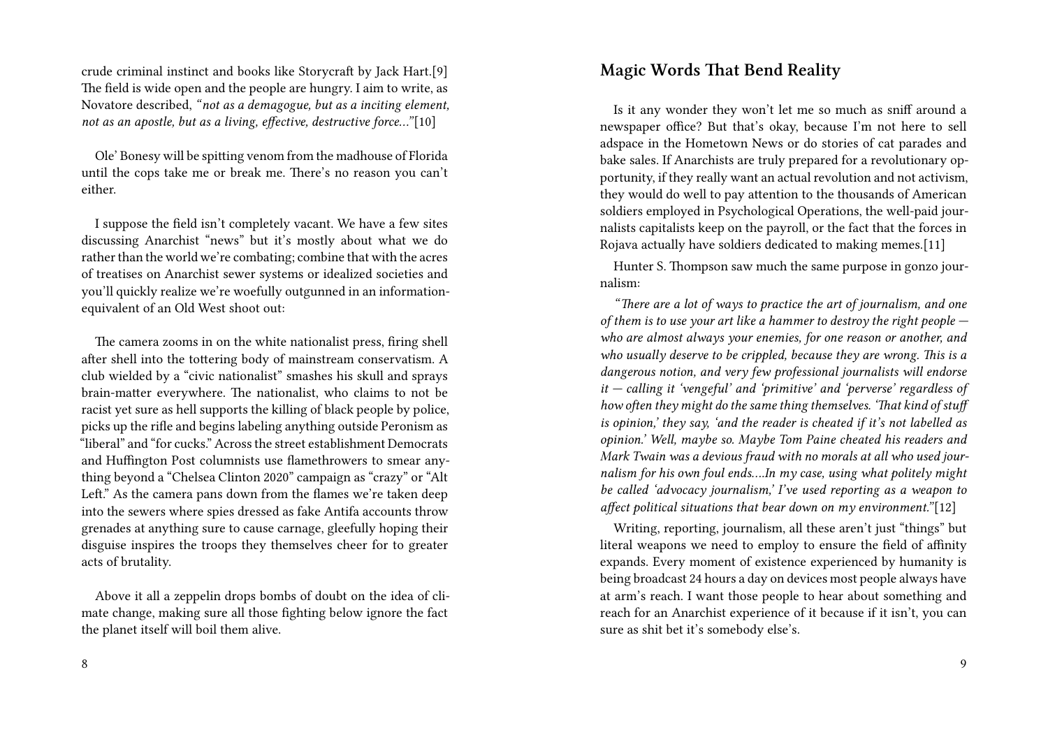crude criminal instinct and books like Storycraft by Jack Hart.[9] The field is wide open and the people are hungry. I aim to write, as Novatore described, *"not as a demagogue, but as a inciting element, not as an apostle, but as a living, effective, destructive force…"*[10]

Ole' Bonesy will be spitting venom from the madhouse of Florida until the cops take me or break me. There's no reason you can't either.

I suppose the field isn't completely vacant. We have a few sites discussing Anarchist "news" but it's mostly about what we do rather than the world we're combating; combine that with the acres of treatises on Anarchist sewer systems or idealized societies and you'll quickly realize we're woefully outgunned in an information-equivalent of an Old West shoot out:

The camera zooms in on the white nationalist press, firing shell after shell into the tottering body of mainstream conservatism. A club wielded by a "civic nationalist" smashes his skull and sprays brain-matter everywhere. The nationalist, who claims to not be racist yet sure as hell supports the killing of black people by police, picks up the rifle and begins labeling anything outside Peronism as "liberal" and "for cucks." Across the street establishment Democrats and Huffington Post columnists use flamethrowers to smear anything beyond a "Chelsea Clinton 2020" campaign as "crazy" or "Alt Left." As the camera pans down from the flames we're taken deep into the sewers where spies dressed as fake Antifa accounts throw grenades at anything sure to cause carnage, gleefully hoping their disguise inspires the troops they themselves cheer for to greater acts of brutality.

Above it all a zeppelin drops bombs of doubt on the idea of climate change, making sure all those fighting below ignore the fact the planet itself will boil them alive.

## Magic Words That Bend Reality

Is it any wonder they won't let me so much as sniff around a newspaper office? But that's okay, because I'm not here to sell adspace in the Hometown News or do stories of cat parades and bake sales. If Anarchists are truly prepared for a revolutionary opportunity, if they really want an actual revolution and not activism, they would do well to pay attention to the thousands of American soldiers employed in Psychological Operations, the well-paid journalists capitalists keep on the payroll, or the fact that the forces in Rojava actually have soldiers dedicated to making memes.[11]

Hunter S. Thompson saw much the same purpose in gonzo journalism:

*"There are a lot of ways to practice the art of journalism, and one of them is to use your art like a hammer to destroy the right people — who are almost always your enemies, for one reason or another, and who usually deserve to be crippled, because they are wrong. This is a dangerous notion, and very few professional journalists will endorse it — calling it 'vengeful' and 'primitive' and 'perverse' regardless of how often they might do the same thing themselves. 'That kind of stuff is opinion,' they say, 'and the reader is cheated if it's not labelled as opinion.' Well, maybe so. Maybe Tom Paine cheated his readers and Mark Twain was a devious fraud with no morals at all who used journalism for his own foul ends….In my case, using what politely might be called 'advocacy journalism,' I've used reporting as a weapon to affect political situations that bear down on my environment."*[12]

Writing, reporting, journalism, all these aren't just "things" but literal weapons we need to employ to ensure the field of affinity expands. Every moment of existence experienced by humanity is being broadcast 24 hours a day on devices most people always have at arm's reach. I want those people to hear about something and reach for an Anarchist experience of it because if it isn't, you can sure as shit bet it's somebody else's.